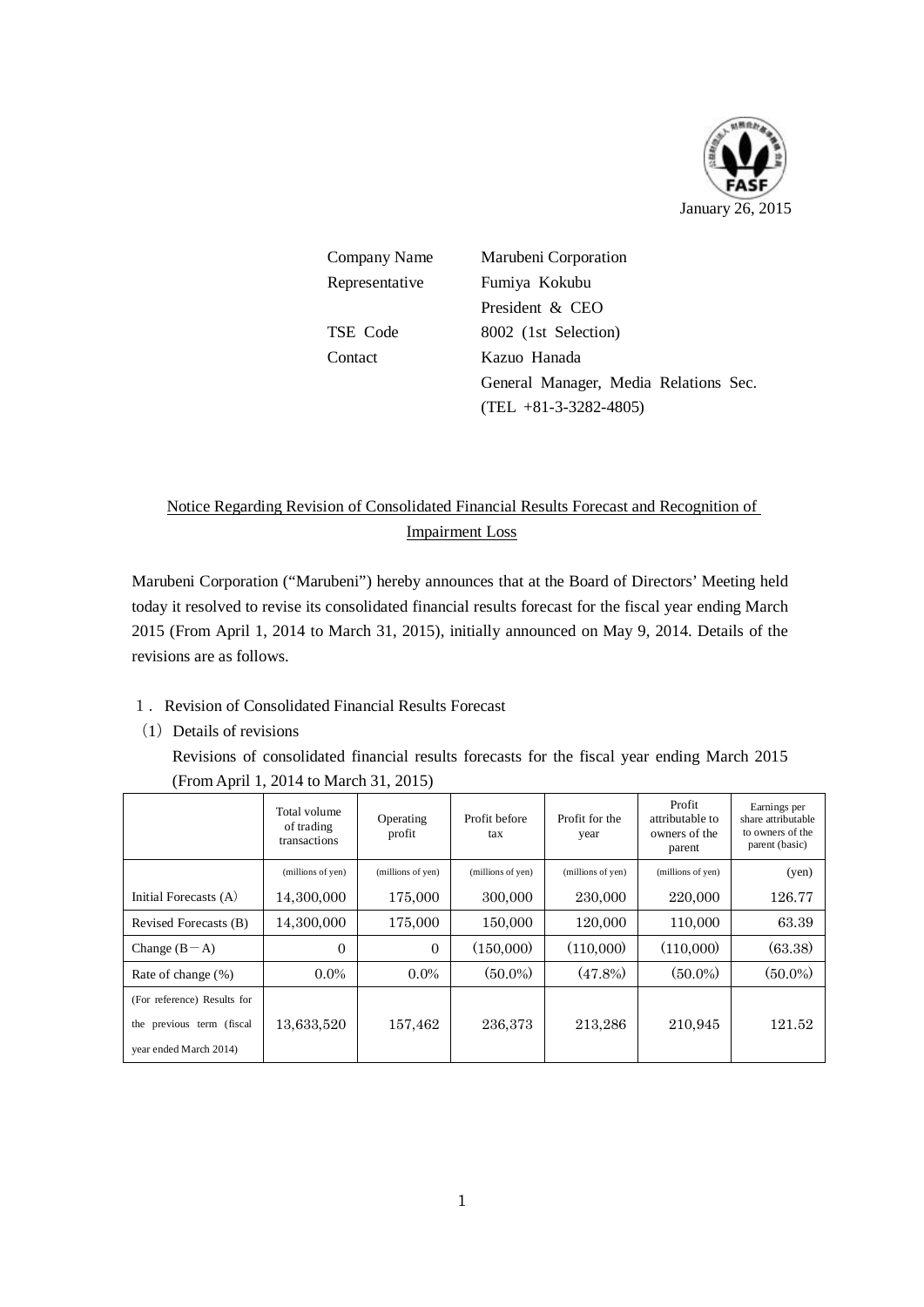January 26, 2015

| | |
|---|---|
| Company Name | Marubeni Corporation |
| Representative | Fumiya Kokubu<br>President & CEO |
| TSE Code | 8002 (1st Selection) |
| Contact | Kazuo Hanada<br>General Manager, Media Relations Sec.<br>(TEL +81-3-3282-4805) |

# Notice Regarding Revision of Consolidated Financial Results Forecast and Recognition of Impairment Loss

Marubeni Corporation ("Marubeni") hereby announces that at the Board of Directors' Meeting held today it resolved to revise its consolidated financial results forecast for the fiscal year ending March 2015 (From April 1, 2014 to March 31, 2015), initially announced on May 9, 2014. Details of the revisions are as follows.

## 1. Revision of Consolidated Financial Results Forecast

### (1) Details of revisions

Revisions of consolidated financial results forecasts for the fiscal year ending March 2015 (From April 1, 2014 to March 31, 2015)

| | Total volume of trading transactions | Operating profit | Profit before tax | Profit for the year | Profit attributable to owners of the parent | Earnings per share attributable to owners of the parent (basic) |
|---|---|---|---|---|---|---|
| | (millions of yen) | (millions of yen) | (millions of yen) | (millions of yen) | (millions of yen) | (yen) |
| Initial Forecasts (A) | 14,300,000 | 175,000 | 300,000 | 230,000 | 220,000 | 126.77 |
| Revised Forecasts (B) | 14,300,000 | 175,000 | 150,000 | 120,000 | 110,000 | 63.39 |
| Change (B－A) | 0 | 0 | (150,000) | (110,000) | (110,000) | (63.38) |
| Rate of change (%) | 0.0% | 0.0% | (50.0%) | (47.8%) | (50.0%) | (50.0%) |
| (For reference) Results for the previous term (fiscal year ended March 2014) | 13,633,520 | 157,462 | 236,373 | 213,286 | 210,945 | 121.52 |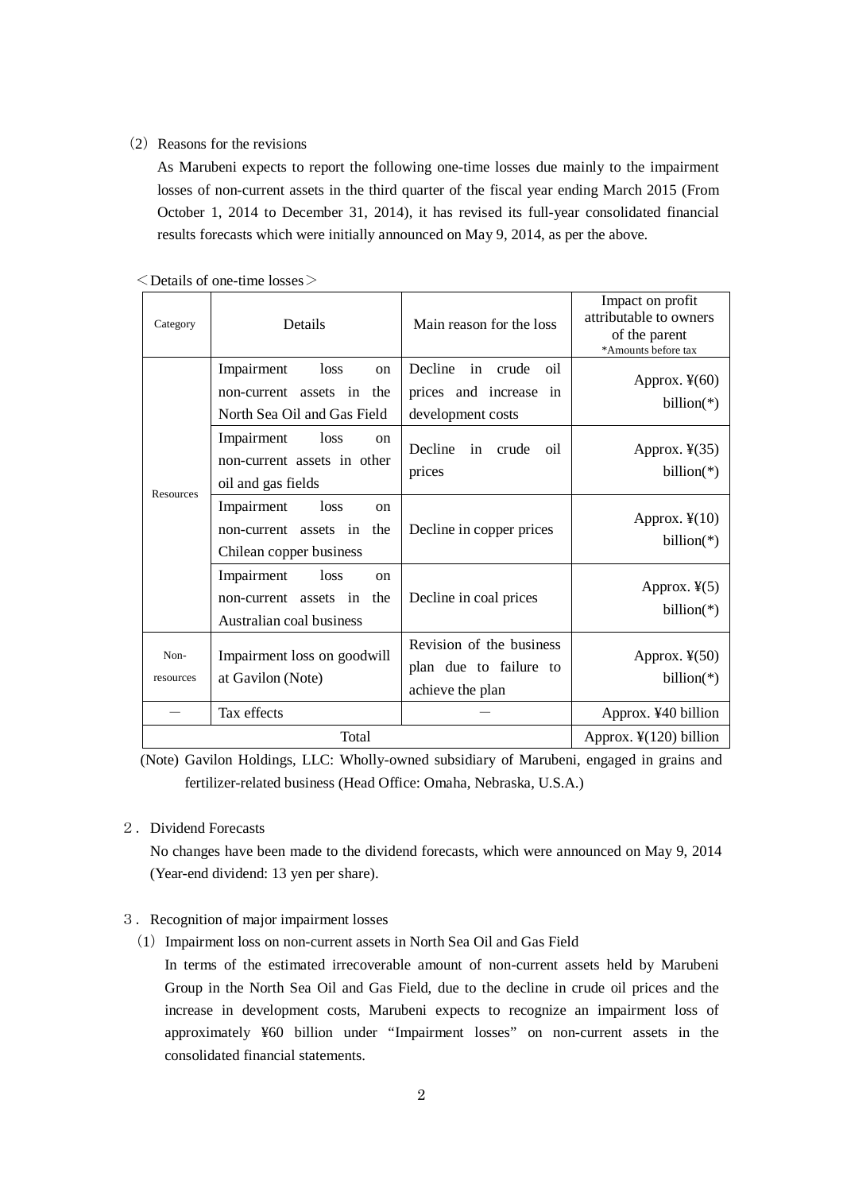（2）Reasons for the revisions

As Marubeni expects to report the following one-time losses due mainly to the impairment losses of non-current assets in the third quarter of the fiscal year ending March 2015 (From October 1, 2014 to December 31, 2014), it has revised its full-year consolidated financial results forecasts which were initially announced on May 9, 2014, as per the above.

＜Details of one-time losses＞

| Category | Details | Main reason for the loss | Impact on profit attributable to owners of the parent *Amounts before tax |
|---|---|---|---|
| Resources | Impairment loss on non-current assets in the North Sea Oil and Gas Field | Decline in crude oil prices and increase in development costs | Approx. ¥(60) billion(*) |
| | Impairment loss on non-current assets in other oil and gas fields | Decline in crude oil prices | Approx. ¥(35) billion(*) |
| | Impairment loss on non-current assets in the Chilean copper business | Decline in copper prices | Approx. ¥(10) billion(*) |
| | Impairment loss on non-current assets in the Australian coal business | Decline in coal prices | Approx. ¥(5) billion(*) |
| Non-resources | Impairment loss on goodwill at Gavilon (Note) | Revision of the business plan due to failure to achieve the plan | Approx. ¥(50) billion(*) |
| ― | Tax effects | ― | Approx. ¥40 billion |
| Total | | | Approx. ¥(120) billion |

(Note) Gavilon Holdings, LLC: Wholly-owned subsidiary of Marubeni, engaged in grains and fertilizer-related business (Head Office: Omaha, Nebraska, U.S.A.)

２．Dividend Forecasts

No changes have been made to the dividend forecasts, which were announced on May 9, 2014 (Year-end dividend: 13 yen per share).

３．Recognition of major impairment losses

（1）Impairment loss on non-current assets in North Sea Oil and Gas Field

In terms of the estimated irrecoverable amount of non-current assets held by Marubeni Group in the North Sea Oil and Gas Field, due to the decline in crude oil prices and the increase in development costs, Marubeni expects to recognize an impairment loss of approximately ¥60 billion under "Impairment losses" on non-current assets in the consolidated financial statements.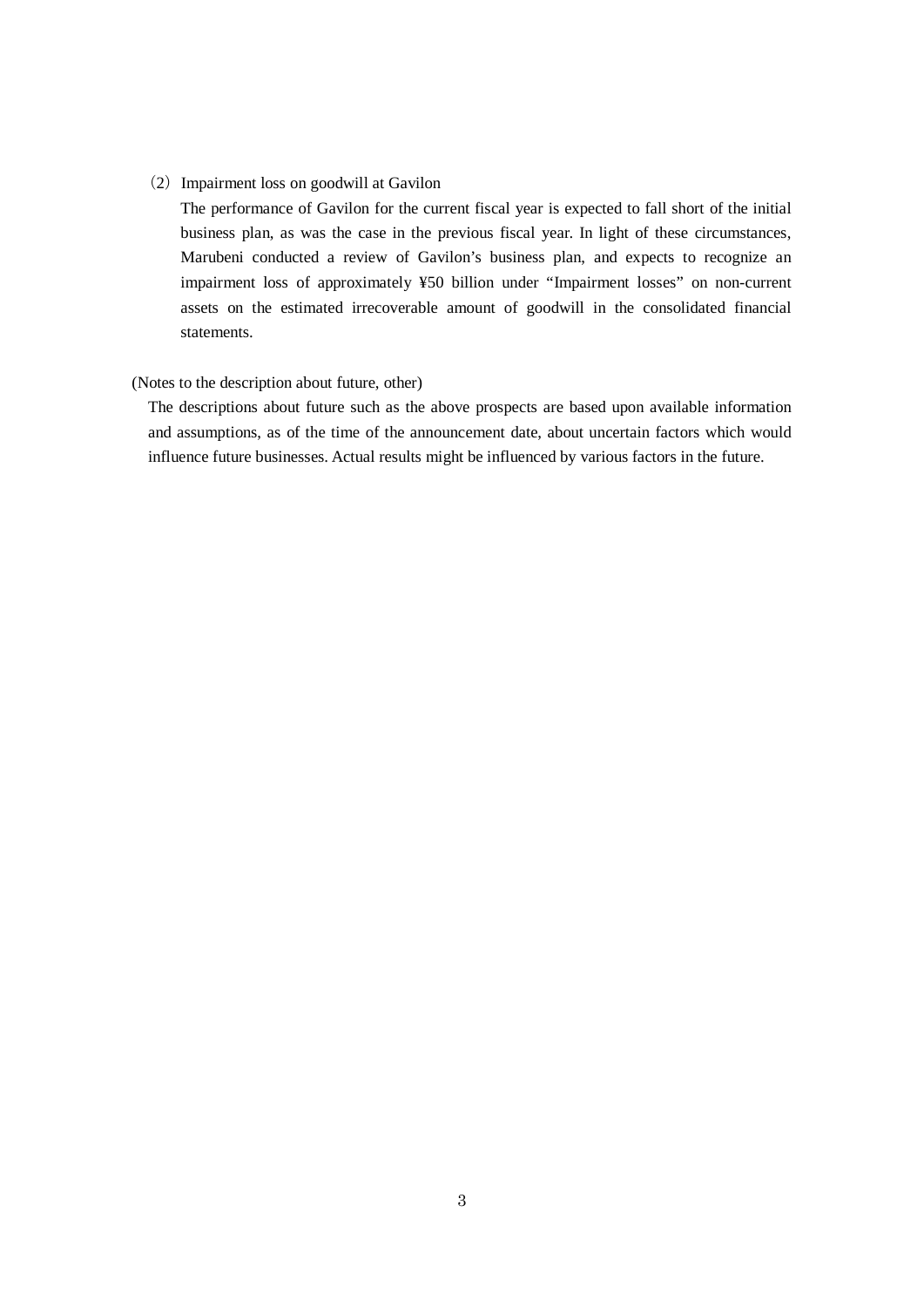（2）Impairment loss on goodwill at Gavilon

The performance of Gavilon for the current fiscal year is expected to fall short of the initial business plan, as was the case in the previous fiscal year. In light of these circumstances, Marubeni conducted a review of Gavilon's business plan, and expects to recognize an impairment loss of approximately ¥50 billion under "Impairment losses" on non-current assets on the estimated irrecoverable amount of goodwill in the consolidated financial statements.

(Notes to the description about future, other)

The descriptions about future such as the above prospects are based upon available information and assumptions, as of the time of the announcement date, about uncertain factors which would influence future businesses. Actual results might be influenced by various factors in the future.